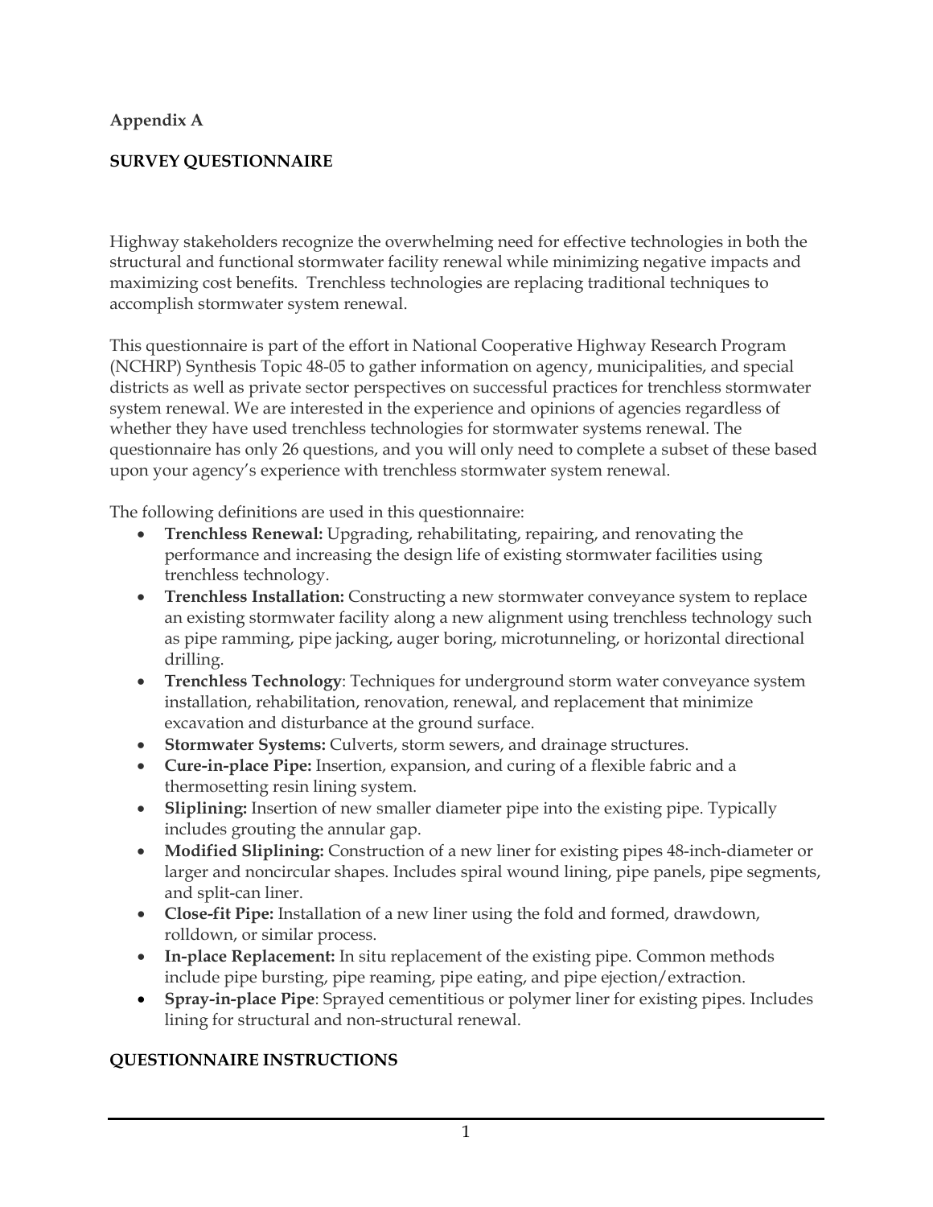**Appendix A**

**SURVEY QUESTIONNAIRE**

Highway stakeholders recognize the overwhelming need for effective technologies in both the structural and functional stormwater facility renewal while minimizing negative impacts and maximizing cost benefits. Trenchless technologies are replacing traditional techniques to accomplish stormwater system renewal.

This questionnaire is part of the effort in National Cooperative Highway Research Program (NCHRP) Synthesis Topic 48-05 to gather information on agency, municipalities, and special districts as well as private sector perspectives on successful practices for trenchless stormwater system renewal. We are interested in the experience and opinions of agencies regardless of whether they have used trenchless technologies for stormwater systems renewal. The questionnaire has only 26 questions, and you will only need to complete a subset of these based upon your agency's experience with trenchless stormwater system renewal.

The following definitions are used in this questionnaire:

- **Trenchless Renewal:** Upgrading, rehabilitating, repairing, and renovating the performance and increasing the design life of existing stormwater facilities using trenchless technology.
- **Trenchless Installation:** Constructing a new stormwater conveyance system to replace an existing stormwater facility along a new alignment using trenchless technology such as pipe ramming, pipe jacking, auger boring, microtunneling, or horizontal directional drilling.
- **Trenchless Technology**: Techniques for underground storm water conveyance system installation, rehabilitation, renovation, renewal, and replacement that minimize excavation and disturbance at the ground surface.
- **Stormwater Systems:** Culverts, storm sewers, and drainage structures.
- **Cure-in-place Pipe:** Insertion, expansion, and curing of a flexible fabric and a thermosetting resin lining system.
- **Sliplining:** Insertion of new smaller diameter pipe into the existing pipe. Typically includes grouting the annular gap.
- **Modified Sliplining:** Construction of a new liner for existing pipes 48-inch-diameter or larger and noncircular shapes. Includes spiral wound lining, pipe panels, pipe segments, and split-can liner.
- **Close-fit Pipe:** Installation of a new liner using the fold and formed, drawdown, rolldown, or similar process.
- **In-place Replacement:** In situ replacement of the existing pipe. Common methods include pipe bursting, pipe reaming, pipe eating, and pipe ejection/extraction.
- **Spray-in-place Pipe**: Sprayed cementitious or polymer liner for existing pipes. Includes lining for structural and non-structural renewal.

**QUESTIONNAIRE INSTRUCTIONS**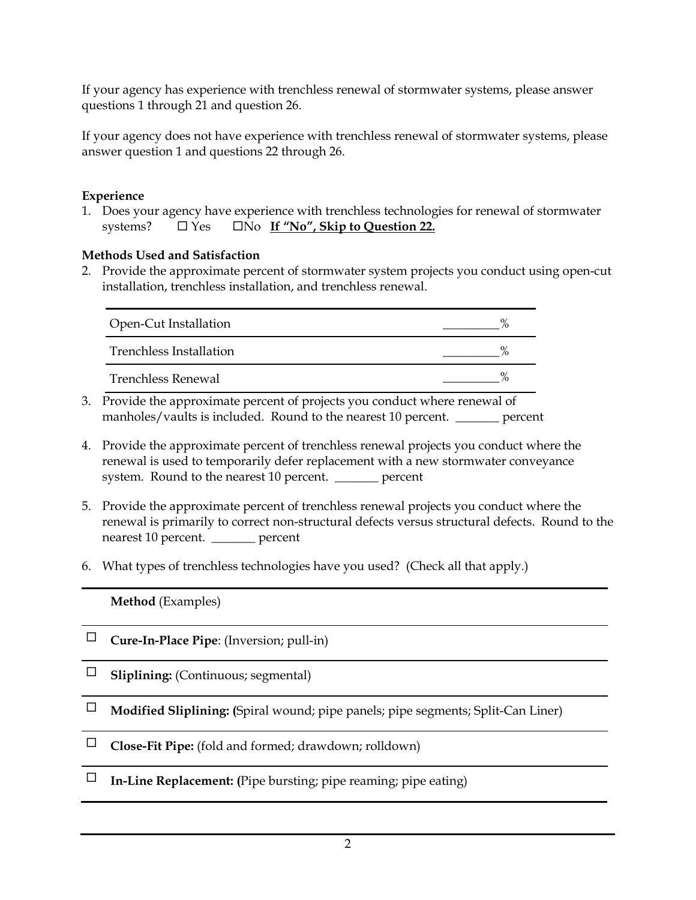If your agency has experience with trenchless renewal of stormwater systems, please answer questions 1 through 21 and question 26.

If your agency does not have experience with trenchless renewal of stormwater systems, please answer question 1 and questions 22 through 26.

**Experience**

1. Does your agency have experience with trenchless technologies for renewal of stormwater systems? ☐ Yes ☐No **If "No", Skip to Question 22.**

**Methods Used and Satisfaction**

2. Provide the approximate percent of stormwater system projects you conduct using open-cut installation, trenchless installation, and trenchless renewal.

| | |
|---|---|
| Open-Cut Installation | _________% |
| Trenchless Installation | _________% |
| Trenchless Renewal | _________% |

3. Provide the approximate percent of projects you conduct where renewal of manholes/vaults is included. Round to the nearest 10 percent. _______ percent

4. Provide the approximate percent of trenchless renewal projects you conduct where the renewal is used to temporarily defer replacement with a new stormwater conveyance system. Round to the nearest 10 percent. _______ percent

5. Provide the approximate percent of trenchless renewal projects you conduct where the renewal is primarily to correct non-structural defects versus structural defects. Round to the nearest 10 percent. _______ percent

6. What types of trenchless technologies have you used? (Check all that apply.)

| | **Method** (Examples) |
|---|---|
| ☐ | **Cure-In-Place Pipe**: (Inversion; pull-in) |
| ☐ | **Sliplining:** (Continuous; segmental) |
| ☐ | **Modified Sliplining: (**Spiral wound; pipe panels; pipe segments; Split-Can Liner) |
| ☐ | **Close-Fit Pipe:** (fold and formed; drawdown; rolldown) |
| ☐ | **In-Line Replacement: (**Pipe bursting; pipe reaming; pipe eating) |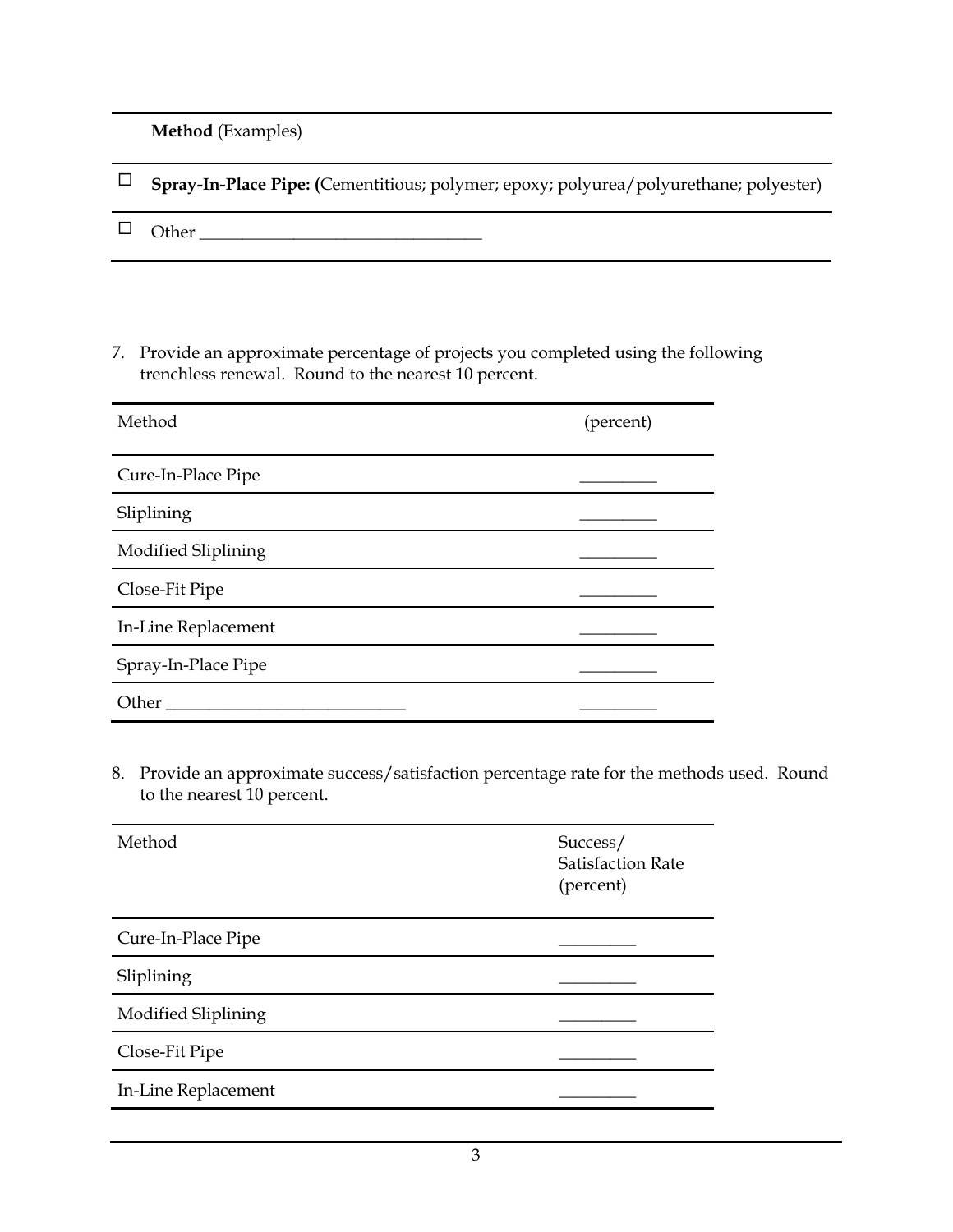| | **Method** (Examples) |
|---|---|
| ☐ | **Spray-In-Place Pipe: (**Cementitious; polymer; epoxy; polyurea/polyurethane; polyester) |
| ☐ | Other ________________________________ |

7. Provide an approximate percentage of projects you completed using the following trenchless renewal. Round to the nearest 10 percent.

| Method | (percent) |
|---|---|
| Cure-In-Place Pipe | _________ |
| Sliplining | _________ |
| Modified Sliplining | _________ |
| Close-Fit Pipe | _________ |
| In-Line Replacement | _________ |
| Spray-In-Place Pipe | _________ |
| Other ___________________________ | _________ |

8. Provide an approximate success/satisfaction percentage rate for the methods used. Round to the nearest 10 percent.

| Method | Success/ Satisfaction Rate (percent) |
|---|---|
| Cure-In-Place Pipe | _________ |
| Sliplining | _________ |
| Modified Sliplining | _________ |
| Close-Fit Pipe | _________ |
| In-Line Replacement | _________ |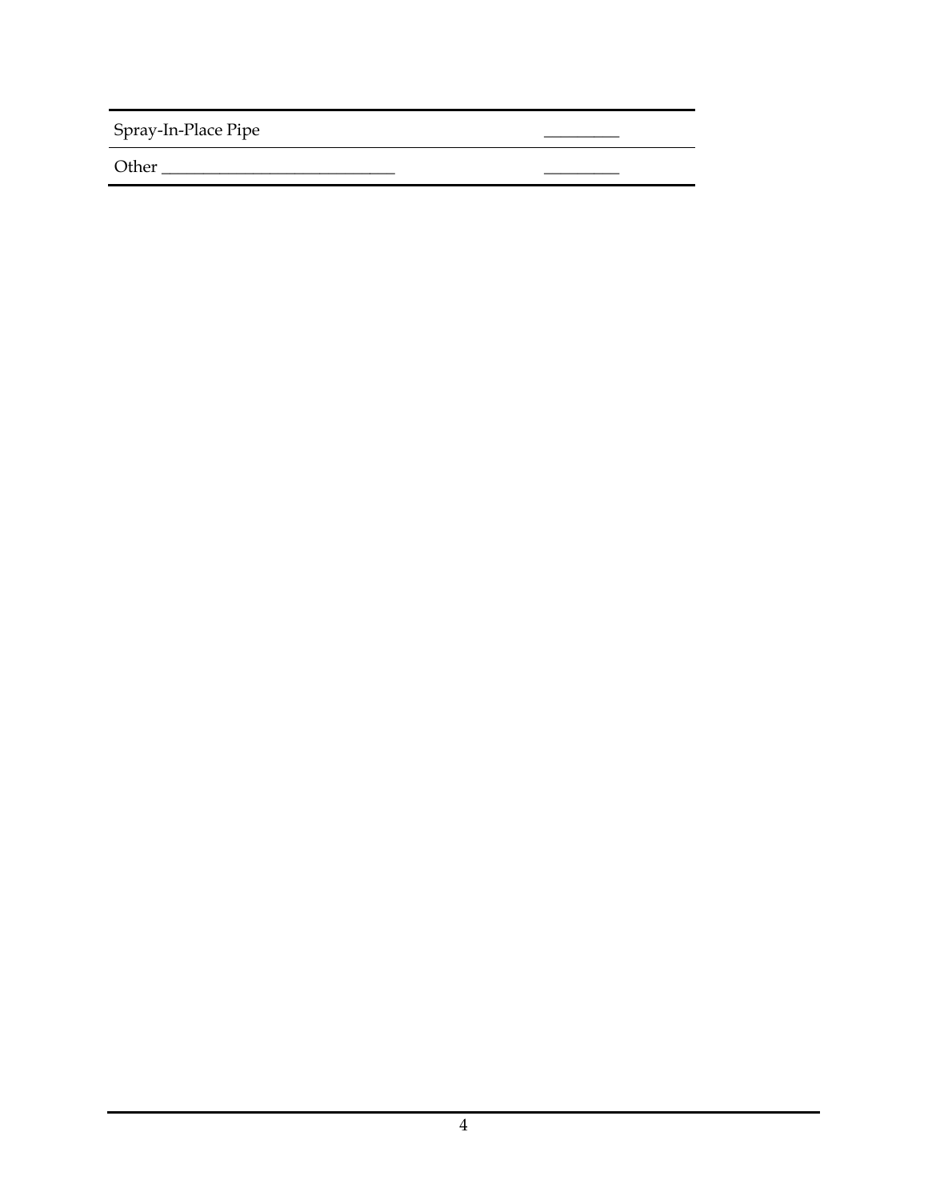| | |
|---|---|
| Spray-In-Place Pipe | _________ |
| Other _____________________________ | _________ |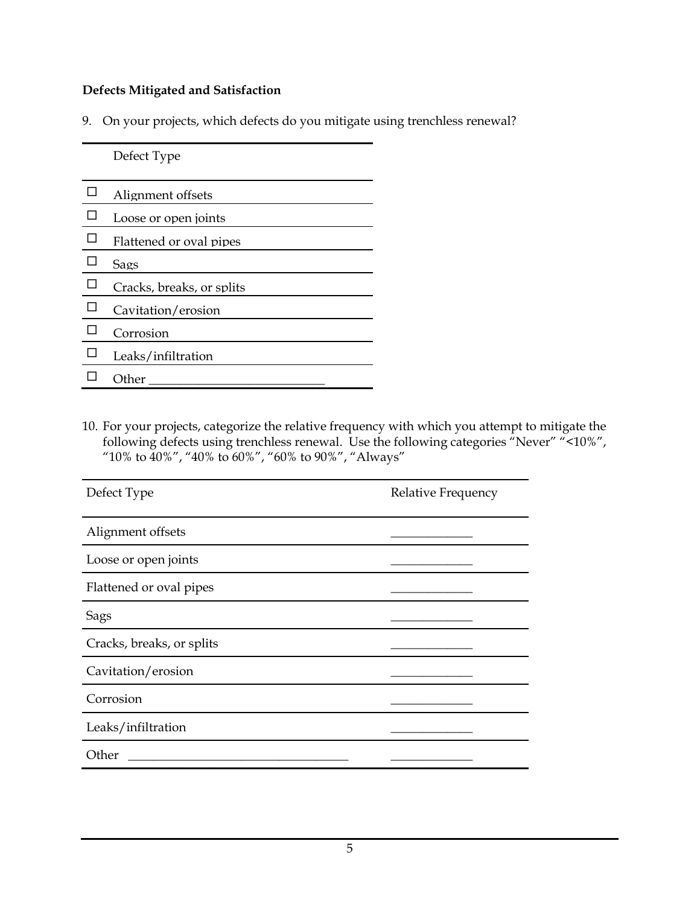**Defects Mitigated and Satisfaction**

9. On your projects, which defects do you mitigate using trenchless renewal?

| | Defect Type |
|---|---|
| ☐ | Alignment offsets |
| ☐ | Loose or open joints |
| ☐ | Flattened or oval pipes |
| ☐ | Sags |
| ☐ | Cracks, breaks, or splits |
| ☐ | Cavitation/erosion |
| ☐ | Corrosion |
| ☐ | Leaks/infiltration |
| ☐ | Other ___________________________ |

10. For your projects, categorize the relative frequency with which you attempt to mitigate the following defects using trenchless renewal. Use the following categories "Never" "<10%", "10% to 40%", "40% to 60%", "60% to 90%", "Always"

| Defect Type | Relative Frequency |
|---|---|
| Alignment offsets | _____________ |
| Loose or open joints | _____________ |
| Flattened or oval pipes | _____________ |
| Sags | _____________ |
| Cracks, breaks, or splits | _____________ |
| Cavitation/erosion | _____________ |
| Corrosion | _____________ |
| Leaks/infiltration | _____________ |
| Other ___________________________________ | _____________ |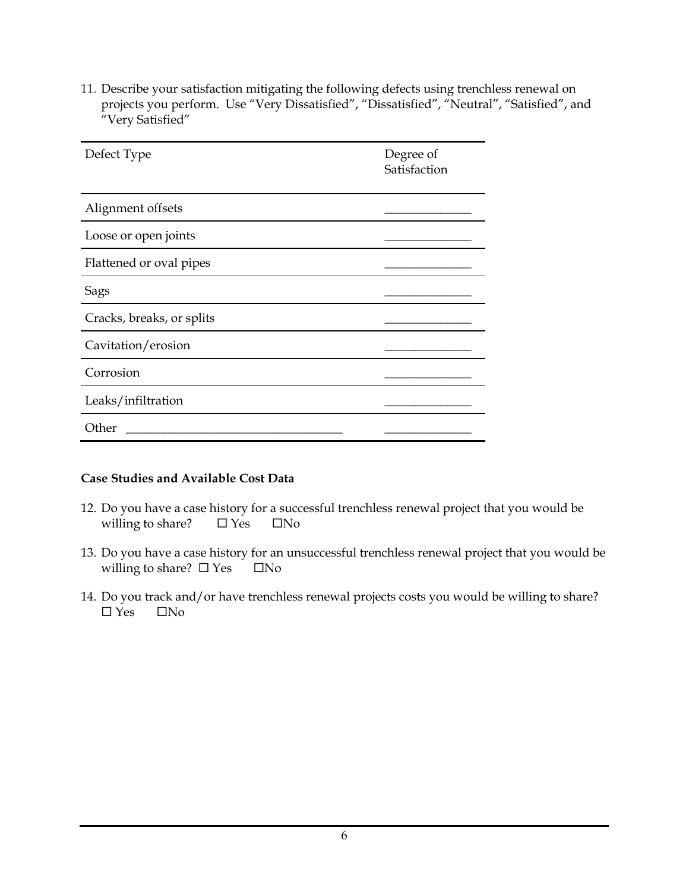11. Describe your satisfaction mitigating the following defects using trenchless renewal on projects you perform. Use "Very Dissatisfied", "Dissatisfied", "Neutral", "Satisfied", and "Very Satisfied"

| Defect Type | Degree of Satisfaction |
|---|---|
| Alignment offsets | ______________ |
| Loose or open joints | ______________ |
| Flattened or oval pipes | ______________ |
| Sags | ______________ |
| Cracks, breaks, or splits | ______________ |
| Cavitation/erosion | ______________ |
| Corrosion | ______________ |
| Leaks/infiltration | ______________ |
| Other ___________________________________ | ______________ |

**Case Studies and Available Cost Data**

12. Do you have a case history for a successful trenchless renewal project that you would be willing to share? ☐ Yes ☐No

13. Do you have a case history for an unsuccessful trenchless renewal project that you would be willing to share? ☐ Yes ☐No

14. Do you track and/or have trenchless renewal projects costs you would be willing to share? ☐ Yes ☐No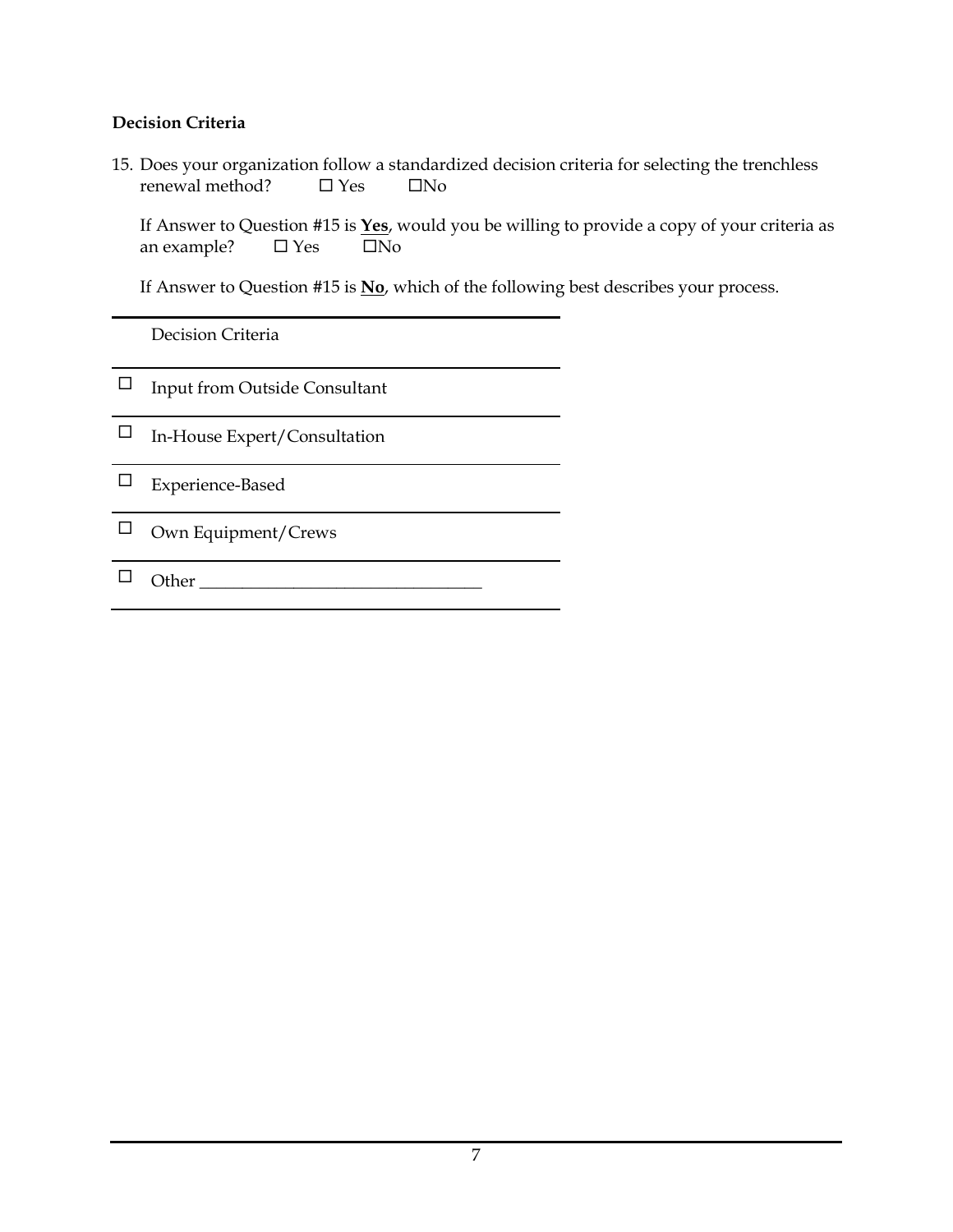**Decision Criteria**

15. Does your organization follow a standardized decision criteria for selecting the trenchless renewal method? ☐ Yes ☐No

    If Answer to Question #15 is **Yes**, would you be willing to provide a copy of your criteria as an example? ☐ Yes ☐No

    If Answer to Question #15 is **No**, which of the following best describes your process.

| | Decision Criteria |
|---|---|
| ☐ | Input from Outside Consultant |
| ☐ | In-House Expert/Consultation |
| ☐ | Experience-Based |
| ☐ | Own Equipment/Crews |
| ☐ | Other ________________________________ |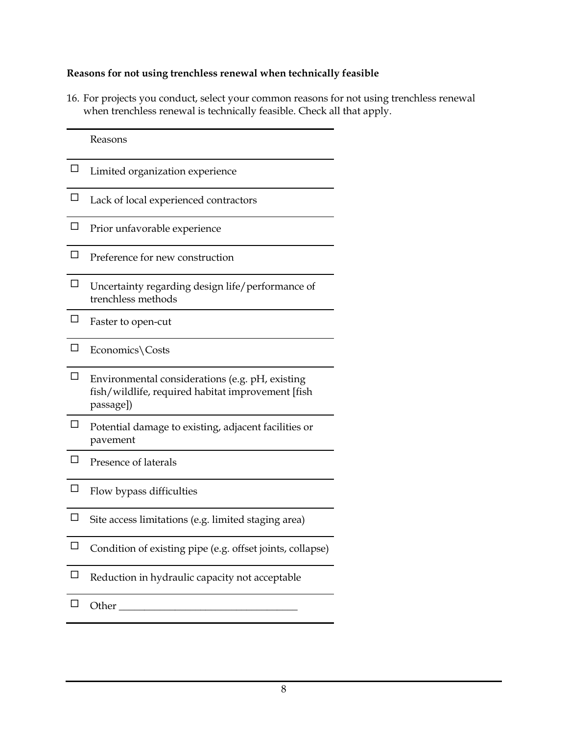**Reasons for not using trenchless renewal when technically feasible**

16. For projects you conduct, select your common reasons for not using trenchless renewal when trenchless renewal is technically feasible. Check all that apply.

| | Reasons |
|---|---|
| ☐ | Limited organization experience |
| ☐ | Lack of local experienced contractors |
| ☐ | Prior unfavorable experience |
| ☐ | Preference for new construction |
| ☐ | Uncertainty regarding design life/performance of trenchless methods |
| ☐ | Faster to open-cut |
| ☐ | Economics\Costs |
| ☐ | Environmental considerations (e.g. pH, existing fish/wildlife, required habitat improvement [fish passage]) |
| ☐ | Potential damage to existing, adjacent facilities or pavement |
| ☐ | Presence of laterals |
| ☐ | Flow bypass difficulties |
| ☐ | Site access limitations (e.g. limited staging area) |
| ☐ | Condition of existing pipe (e.g. offset joints, collapse) |
| ☐ | Reduction in hydraulic capacity not acceptable |
| ☐ | Other ___________________________________ |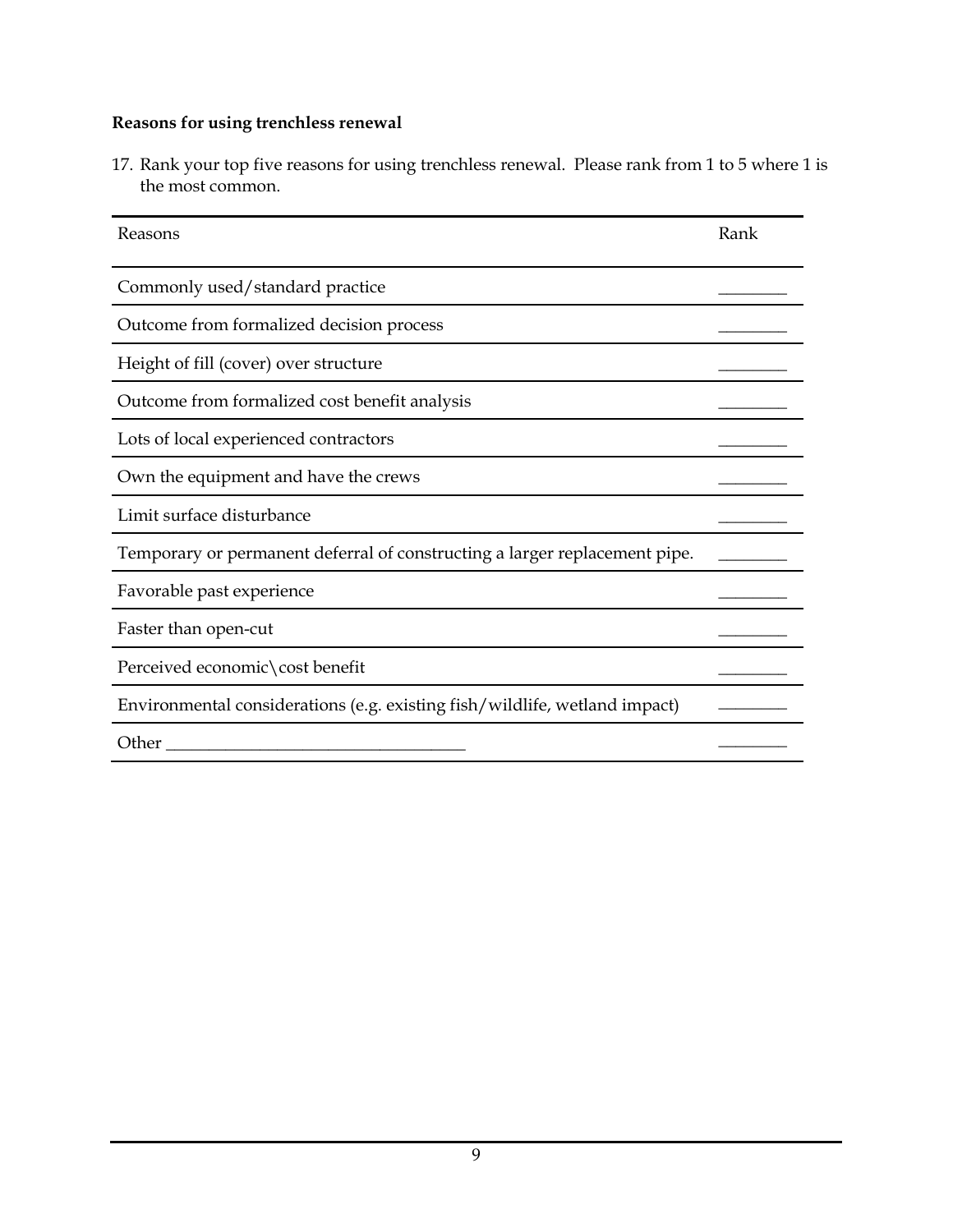**Reasons for using trenchless renewal**

17. Rank your top five reasons for using trenchless renewal. Please rank from 1 to 5 where 1 is the most common.

| Reasons | Rank |
|---|---|
| Commonly used/standard practice | ________ |
| Outcome from formalized decision process | ________ |
| Height of fill (cover) over structure | ________ |
| Outcome from formalized cost benefit analysis | ________ |
| Lots of local experienced contractors | ________ |
| Own the equipment and have the crews | ________ |
| Limit surface disturbance | ________ |
| Temporary or permanent deferral of constructing a larger replacement pipe. | ________ |
| Favorable past experience | ________ |
| Faster than open-cut | ________ |
| Perceived economic\cost benefit | ________ |
| Environmental considerations (e.g. existing fish/wildlife, wetland impact) | ________ |
| Other ___________________________________ | ________ |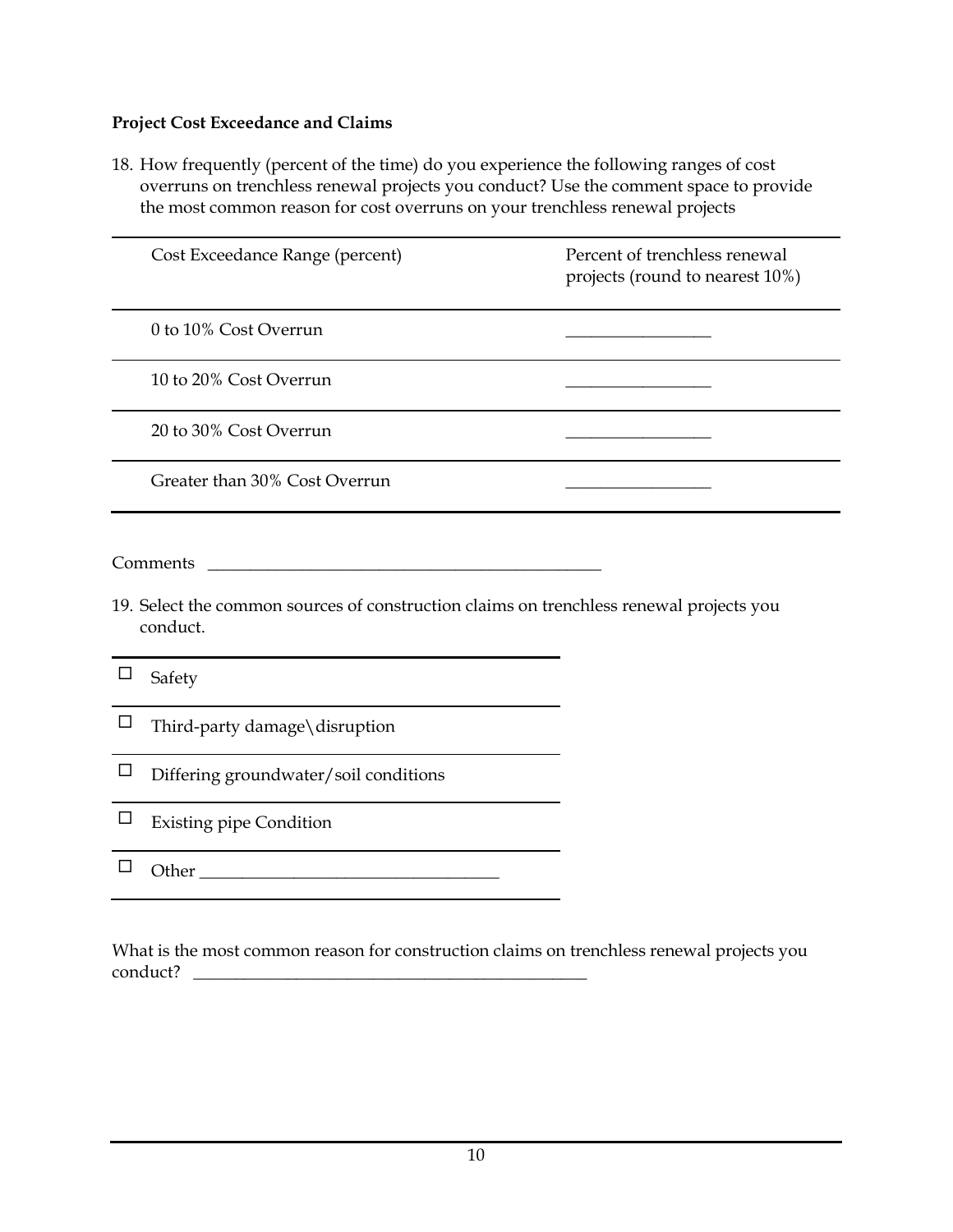**Project Cost Exceedance and Claims**

18. How frequently (percent of the time) do you experience the following ranges of cost overruns on trenchless renewal projects you conduct? Use the comment space to provide the most common reason for cost overruns on your trenchless renewal projects

| Cost Exceedance Range (percent) | Percent of trenchless renewal projects (round to nearest 10%) |
|---|---|
| 0 to 10% Cost Overrun | ________________ |
| 10 to 20% Cost Overrun | ________________ |
| 20 to 30% Cost Overrun | ________________ |
| Greater than 30% Cost Overrun | ________________ |

Comments ____________________________________________

19. Select the common sources of construction claims on trenchless renewal projects you conduct.

- ☐ Safety
- ☐ Third-party damage\disruption
- ☐ Differing groundwater/soil conditions
- ☐ Existing pipe Condition
- ☐ Other ________________________________

What is the most common reason for construction claims on trenchless renewal projects you conduct? ____________________________________________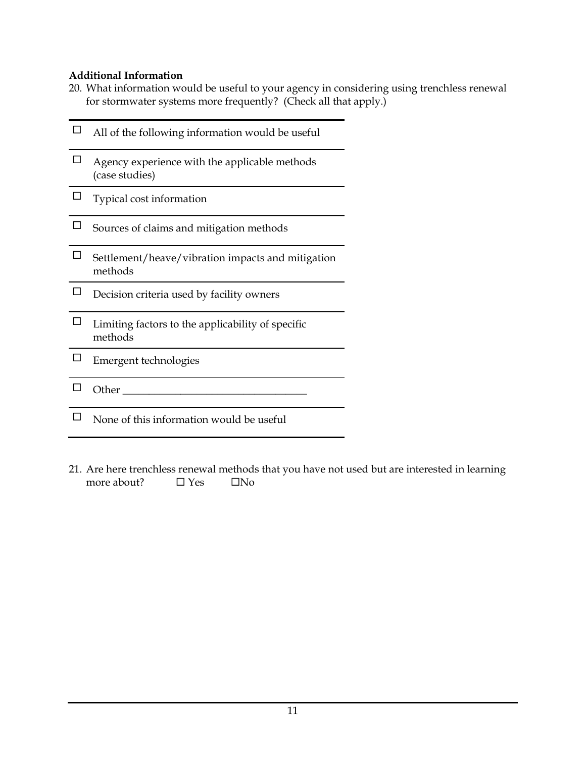**Additional Information**

20. What information would be useful to your agency in considering using trenchless renewal for stormwater systems more frequently? (Check all that apply.)

| | |
|---|---|
| ☐ | All of the following information would be useful |
| ☐ | Agency experience with the applicable methods (case studies) |
| ☐ | Typical cost information |
| ☐ | Sources of claims and mitigation methods |
| ☐ | Settlement/heave/vibration impacts and mitigation methods |
| ☐ | Decision criteria used by facility owners |
| ☐ | Limiting factors to the applicability of specific methods |
| ☐ | Emergent technologies |
| ☐ | Other ___________________________________ |
| ☐ | None of this information would be useful |

21. Are here trenchless renewal methods that you have not used but are interested in learning more about? ☐ Yes ☐No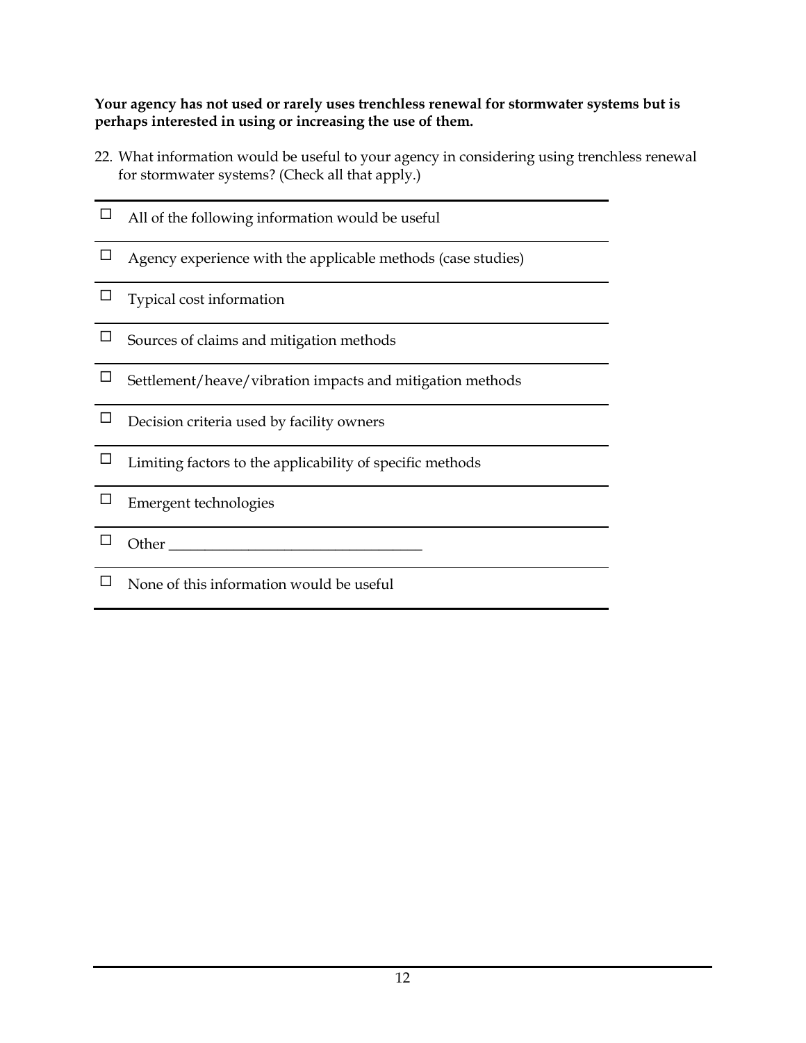**Your agency has not used or rarely uses trenchless renewal for stormwater systems but is perhaps interested in using or increasing the use of them.**

22. What information would be useful to your agency in considering using trenchless renewal for stormwater systems? (Check all that apply.)

- ☐ All of the following information would be useful
- ☐ Agency experience with the applicable methods (case studies)
- ☐ Typical cost information
- ☐ Sources of claims and mitigation methods
- ☐ Settlement/heave/vibration impacts and mitigation methods
- ☐ Decision criteria used by facility owners
- ☐ Limiting factors to the applicability of specific methods
- ☐ Emergent technologies
- ☐ Other ___________________________________
- ☐ None of this information would be useful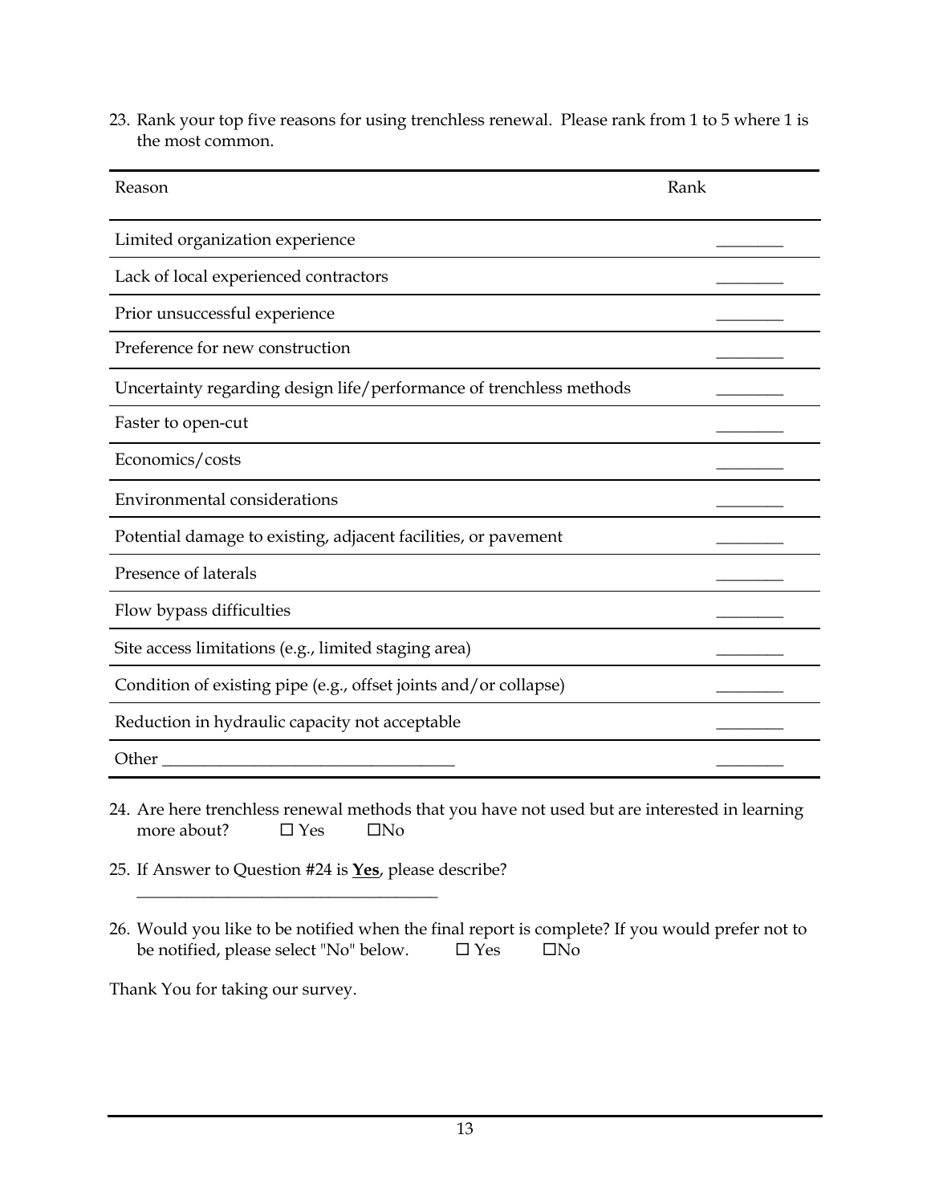23. Rank your top five reasons for using trenchless renewal. Please rank from 1 to 5 where 1 is the most common.

| Reason | Rank |
| --- | --- |
| Limited organization experience | ________ |
| Lack of local experienced contractors | ________ |
| Prior unsuccessful experience | ________ |
| Preference for new construction | ________ |
| Uncertainty regarding design life/performance of trenchless methods | ________ |
| Faster to open-cut | ________ |
| Economics/costs | ________ |
| Environmental considerations | ________ |
| Potential damage to existing, adjacent facilities, or pavement | ________ |
| Presence of laterals | ________ |
| Flow bypass difficulties | ________ |
| Site access limitations (e.g., limited staging area) | ________ |
| Condition of existing pipe (e.g., offset joints and/or collapse) | ________ |
| Reduction in hydraulic capacity not acceptable | ________ |
| Other ___________________________________ | ________ |

24. Are here trenchless renewal methods that you have not used but are interested in learning more about? ☐ Yes ☐No

25. If Answer to Question #24 is **<u>Yes</u>**, please describe?
____________________________________

26. Would you like to be notified when the final report is complete? If you would prefer not to be notified, please select "No" below. ☐ Yes ☐No

Thank You for taking our survey.